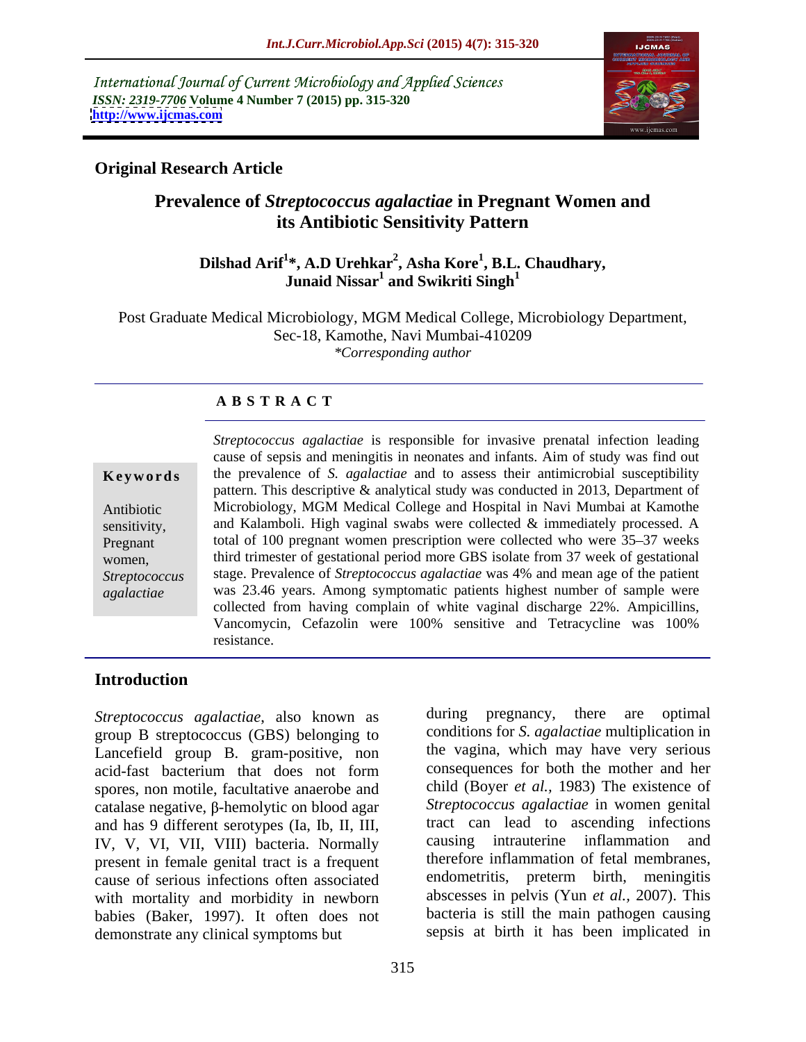International Journal of Current Microbiology and Applied Sciences
*ISSN: 2319-7706* **Volume 4 Number 7 (2015) pp. 315-320**
**http://www.ijcmas.com**

## Original Research Article

# Prevalence of *Streptococcus agalactiae* in Pregnant Women and its Antibiotic Sensitivity Pattern

**Dilshad Arif[1]\*, A.D Urehkar[2], Asha Kore[1], B.L. Chaudhary, Junaid Nissar[1] and Swikriti Singh[1]**

Post Graduate Medical Microbiology, MGM Medical College, Microbiology Department, Sec-18, Kamothe, Navi Mumbai-410209
*\*Corresponding author*

### ABSTRACT

**Keywords**

Antibiotic sensitivity, Pregnant women, *Streptococcus agalactiae*

*Streptococcus agalactiae* is responsible for invasive prenatal infection leading cause of sepsis and meningitis in neonates and infants. Aim of study was find out the prevalence of *S. agalactiae* and to assess their antimicrobial susceptibility pattern. This descriptive & analytical study was conducted in 2013, Department of Microbiology, MGM Medical College and Hospital in Navi Mumbai at Kamothe and Kalamboli. High vaginal swabs were collected & immediately processed. A total of 100 pregnant women prescription were collected who were 35–37 weeks third trimester of gestational period more GBS isolate from 37 week of gestational stage. Prevalence of *Streptococcus agalactiae* was 4% and mean age of the patient was 23.46 years. Among symptomatic patients highest number of sample were collected from having complain of white vaginal discharge 22%. Ampicillins, Vancomycin, Cefazolin were 100% sensitive and Tetracycline was 100% resistance.

## Introduction

*Streptococcus agalactiae*, also known as group B streptococcus (GBS) belonging to Lancefield group B. gram-positive, non acid-fast bacterium that does not form spores, non motile, facultative anaerobe and catalase negative, β-hemolytic on blood agar and has 9 different serotypes (Ia, Ib, II, III, IV, V, VI, VII, VIII) bacteria. Normally present in female genital tract is a frequent cause of serious infections often associated with mortality and morbidity in newborn babies (Baker, 1997). It often does not demonstrate any clinical symptoms but during pregnancy, there are optimal conditions for *S. agalactiae* multiplication in the vagina, which may have very serious consequences for both the mother and her child (Boyer *et al.,* 1983) The existence of *Streptococcus agalactiae* in women genital tract can lead to ascending infections causing intrauterine inflammation and therefore inflammation of fetal membranes, endometritis, preterm birth, meningitis abscesses in pelvis (Yun *et al.,* 2007). This bacteria is still the main pathogen causing sepsis at birth it has been implicated in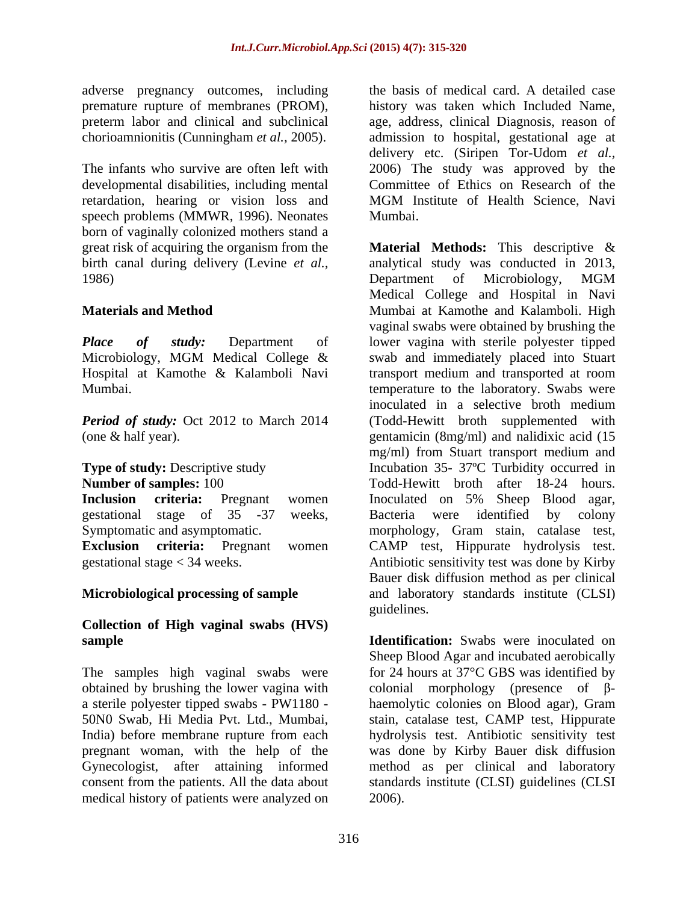adverse pregnancy outcomes, including premature rupture of membranes (PROM), preterm labor and clinical and subclinical chorioamnionitis (Cunningham *et al.*, 2005).

The infants who survive are often left with developmental disabilities, including mental retardation, hearing or vision loss and speech problems (MMWR, 1996). Neonates born of vaginally colonized mothers stand a great risk of acquiring the organism from the birth canal during delivery (Levine *et al.*, 1986)

## Materials and Method

***Place of study:*** Department of Microbiology, MGM Medical College & Hospital at Kamothe & Kalamboli Navi Mumbai.

***Period of study:*** Oct 2012 to March 2014 (one & half year).

**Type of study:** Descriptive study
**Number of samples:** 100
**Inclusion criteria:** Pregnant women gestational stage of 35 -37 weeks, Symptomatic and asymptomatic.
**Exclusion criteria:** Pregnant women gestational stage < 34 weeks.

### Microbiological processing of sample

### Collection of High vaginal swabs (HVS) sample

The samples high vaginal swabs were obtained by brushing the lower vagina with a sterile polyester tipped swabs - PW1180 - 50N0 Swab, Hi Media Pvt. Ltd., Mumbai, India) before membrane rupture from each pregnant woman, with the help of the Gynecologist, after attaining informed consent from the patients. All the data about medical history of patients were analyzed on the basis of medical card. A detailed case history was taken which Included Name, age, address, clinical Diagnosis, reason of admission to hospital, gestational age at delivery etc. (Siripen Tor-Udom *et al.*, 2006) The study was approved by the Committee of Ethics on Research of the MGM Institute of Health Science, Navi Mumbai.

**Material Methods:** This descriptive & analytical study was conducted in 2013, Department of Microbiology, MGM Medical College and Hospital in Navi Mumbai at Kamothe and Kalamboli. High vaginal swabs were obtained by brushing the lower vagina with sterile polyester tipped swab and immediately placed into Stuart transport medium and transported at room temperature to the laboratory. Swabs were inoculated in a selective broth medium (Todd-Hewitt broth supplemented with gentamicin (8mg/ml) and nalidixic acid (15 mg/ml) from Stuart transport medium and Incubation 35- 37ºC Turbidity occurred in Todd-Hewitt broth after 18-24 hours. Inoculated on 5% Sheep Blood agar, Bacteria were identified by colony morphology, Gram stain, catalase test, CAMP test, Hippurate hydrolysis test. Antibiotic sensitivity test was done by Kirby Bauer disk diffusion method as per clinical and laboratory standards institute (CLSI) guidelines.

**Identification:** Swabs were inoculated on Sheep Blood Agar and incubated aerobically for 24 hours at 37°C GBS was identified by colonial morphology (presence of β-haemolytic colonies on Blood agar), Gram stain, catalase test, CAMP test, Hippurate hydrolysis test. Antibiotic sensitivity test was done by Kirby Bauer disk diffusion method as per clinical and laboratory standards institute (CLSI) guidelines (CLSI 2006).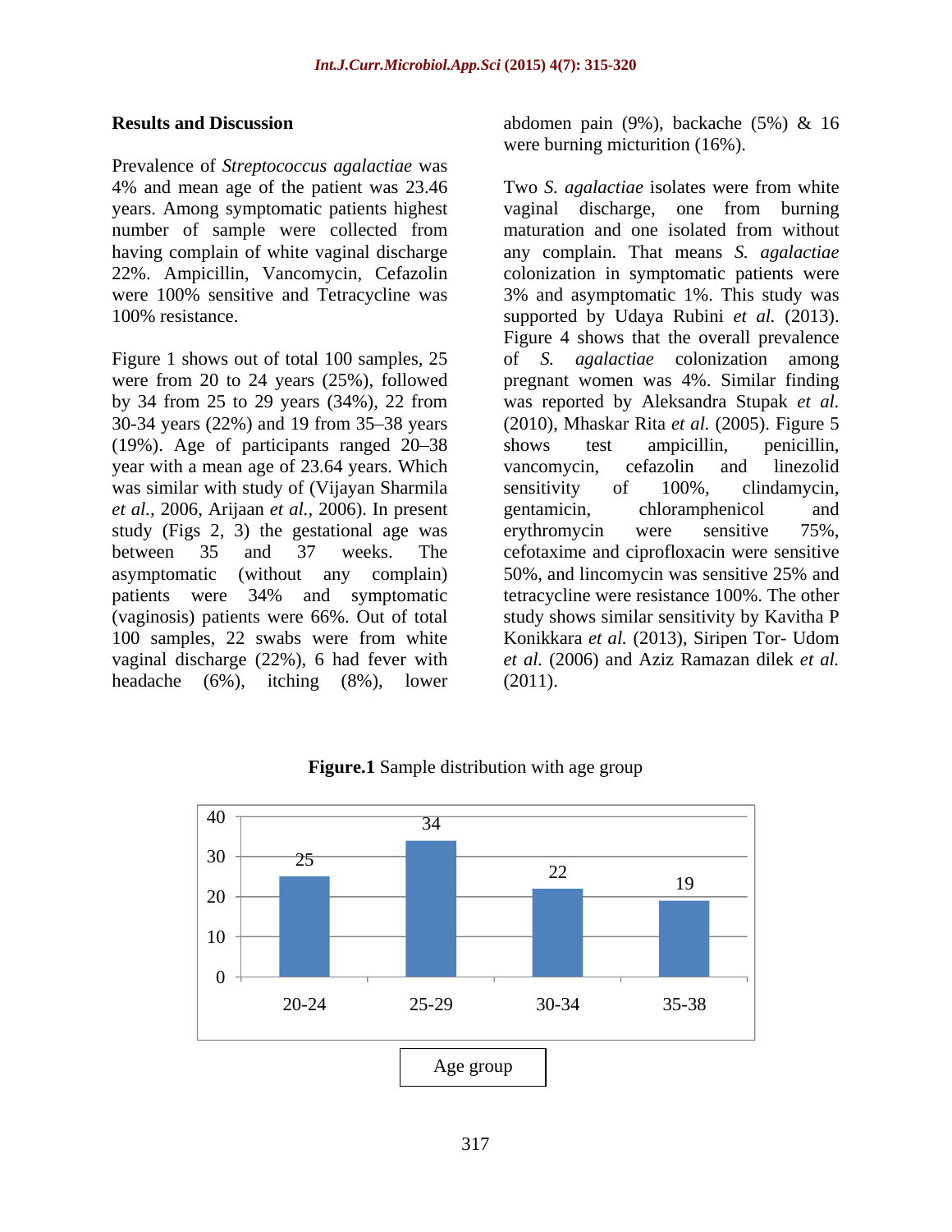## Results and Discussion

Prevalence of *Streptococcus agalactiae* was 4% and mean age of the patient was 23.46 years. Among symptomatic patients highest number of sample were collected from having complain of white vaginal discharge 22%. Ampicillin, Vancomycin, Cefazolin were 100% sensitive and Tetracycline was 100% resistance.

Figure 1 shows out of total 100 samples, 25 were from 20 to 24 years (25%), followed by 34 from 25 to 29 years (34%), 22 from 30-34 years (22%) and 19 from 35–38 years (19%). Age of participants ranged 20–38 year with a mean age of 23.64 years. Which was similar with study of (Vijayan Sharmila *et al.*, 2006, Arijaan *et al.*, 2006). In present study (Figs 2, 3) the gestational age was between 35 and 37 weeks. The asymptomatic (without any complain) patients were 34% and symptomatic (vaginosis) patients were 66%. Out of total 100 samples, 22 swabs were from white vaginal discharge (22%), 6 had fever with headache (6%), itching (8%), lower abdomen pain (9%), backache (5%) & 16 were burning micturition (16%).

Two *S. agalactiae* isolates were from white vaginal discharge, one from burning maturation and one isolated from without any complain. That means *S. agalactiae* colonization in symptomatic patients were 3% and asymptomatic 1%. This study was supported by Udaya Rubini *et al.* (2013). Figure 4 shows that the overall prevalence of *S. agalactiae* colonization among pregnant women was 4%. Similar finding was reported by Aleksandra Stupak *et al.* (2010), Mhaskar Rita *et al.* (2005). Figure 5 shows test ampicillin, penicillin, vancomycin, cefazolin and linezolid sensitivity of 100%, clindamycin, gentamicin, chloramphenicol and erythromycin were sensitive 75%, cefotaxime and ciprofloxacin were sensitive 50%, and lincomycin was sensitive 25% and tetracycline were resistance 100%. The other study shows similar sensitivity by Kavitha P Konikkara *et al.* (2013), Siripen Tor- Udom *et al.* (2006) and Aziz Ramazan dilek *et al.* (2011).

**Figure.1** Sample distribution with age group

| Age group | Number of samples |
|---|---|
| 20-24 | 25 |
| 25-29 | 34 |
| 30-34 | 22 |
| 35-38 | 19 |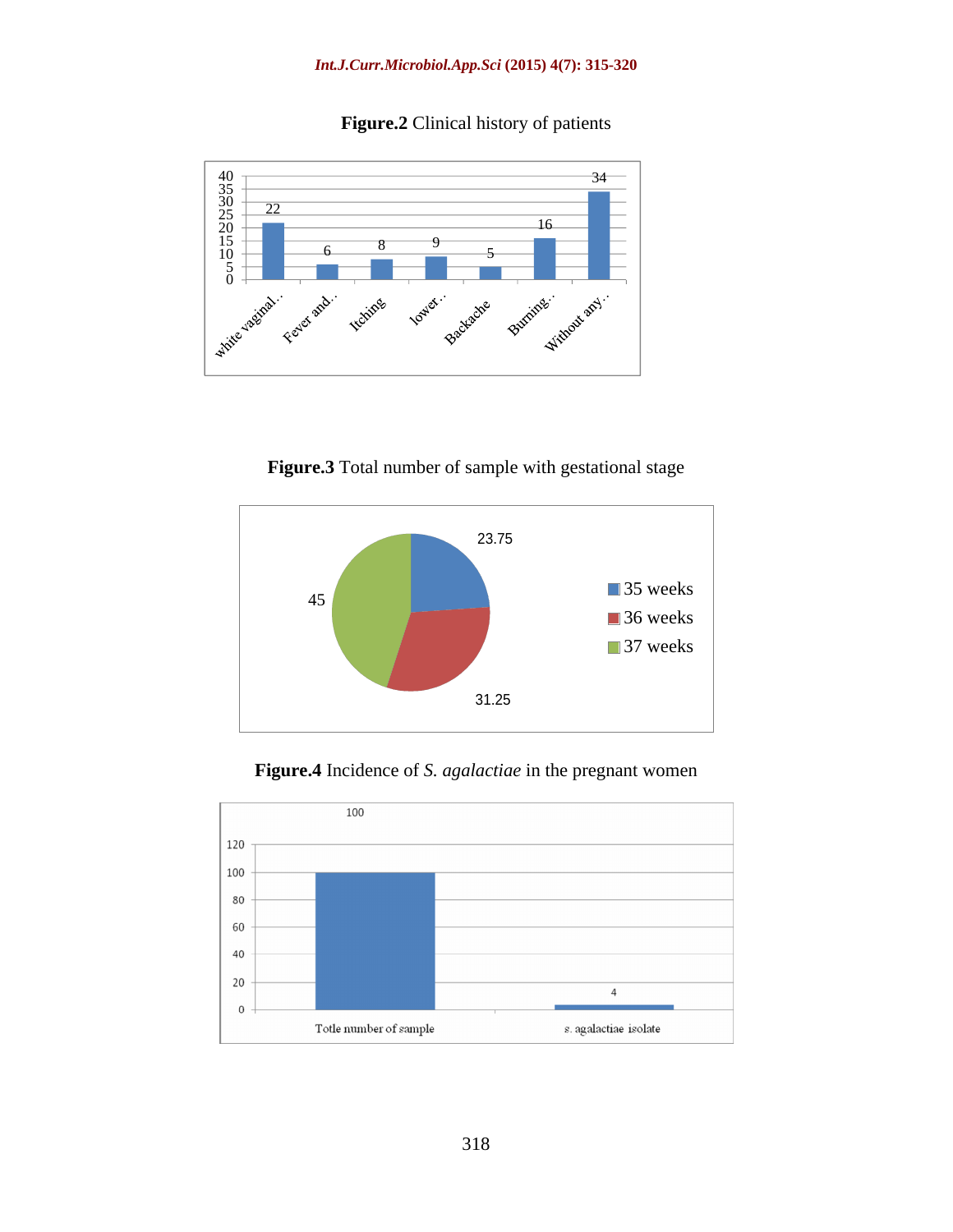**Figure.2** Clinical history of patients

**Figure.3** Total number of sample with gestational stage

**Figure.4** Incidence of *S. agalactiae* in the pregnant women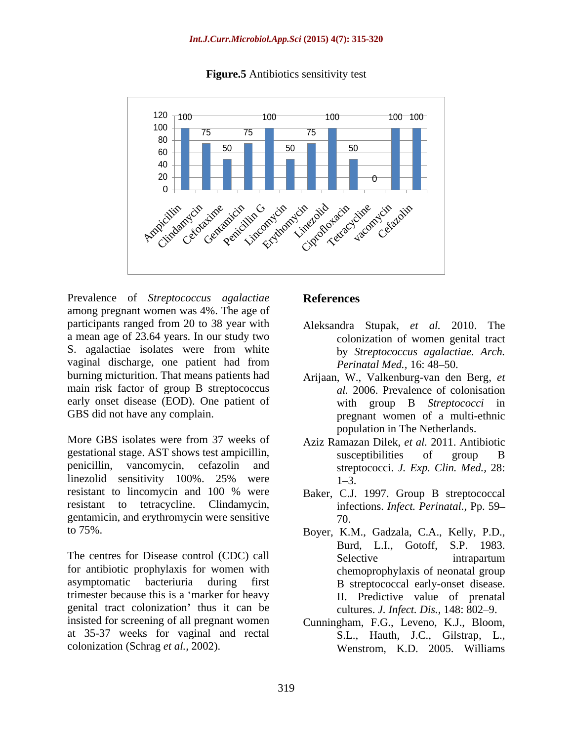**Figure.5** Antibiotics sensitivity test

Prevalence of *Streptococcus agalactiae* among pregnant women was 4%. The age of participants ranged from 20 to 38 year with a mean age of 23.64 years. In our study two S. agalactiae isolates were from white vaginal discharge, one patient had from burning micturition. That means patients had main risk factor of group B streptococcus early onset disease (EOD). One patient of GBS did not have any complain.

More GBS isolates were from 37 weeks of gestational stage. AST shows test ampicillin, penicillin, vancomycin, cefazolin and linezolid sensitivity 100%. 25% were resistant to lincomycin and 100 % were resistant to tetracycline. Clindamycin, gentamicin, and erythromycin were sensitive to 75%.

The centres for Disease control (CDC) call for antibiotic prophylaxis for women with asymptomatic bacteriuria during first trimester because this is a 'marker for heavy genital tract colonization' thus it can be insisted for screening of all pregnant women at 35-37 weeks for vaginal and rectal colonization (Schrag *et al.,* 2002).

## References

Aleksandra Stupak, *et al.* 2010. The colonization of women genital tract by *Streptococcus agalactiae. Arch. Perinatal Med.,* 16: 48–50.

Arijaan, W., Valkenburg-van den Berg, *et al.* 2006. Prevalence of colonisation with group B *Streptococci* in pregnant women of a multi-ethnic population in The Netherlands.

Aziz Ramazan Dilek, *et al.* 2011. Antibiotic susceptibilities of group B streptococci. *J. Exp. Clin. Med.,* 28: 1–3.

Baker, C.J. 1997. Group B streptococcal infections. *Infect. Perinatal.,* Pp. 59–70.

Boyer, K.M., Gadzala, C.A., Kelly, P.D., Burd, L.I., Gotoff, S.P. 1983. Selective intrapartum chemoprophylaxis of neonatal group B streptococcal early-onset disease. II. Predictive value of prenatal cultures. *J. Infect. Dis.,* 148: 802–9.

Cunningham, F.G., Leveno, K.J., Bloom, S.L., Hauth, J.C., Gilstrap, L., Wenstrom, K.D. 2005. Williams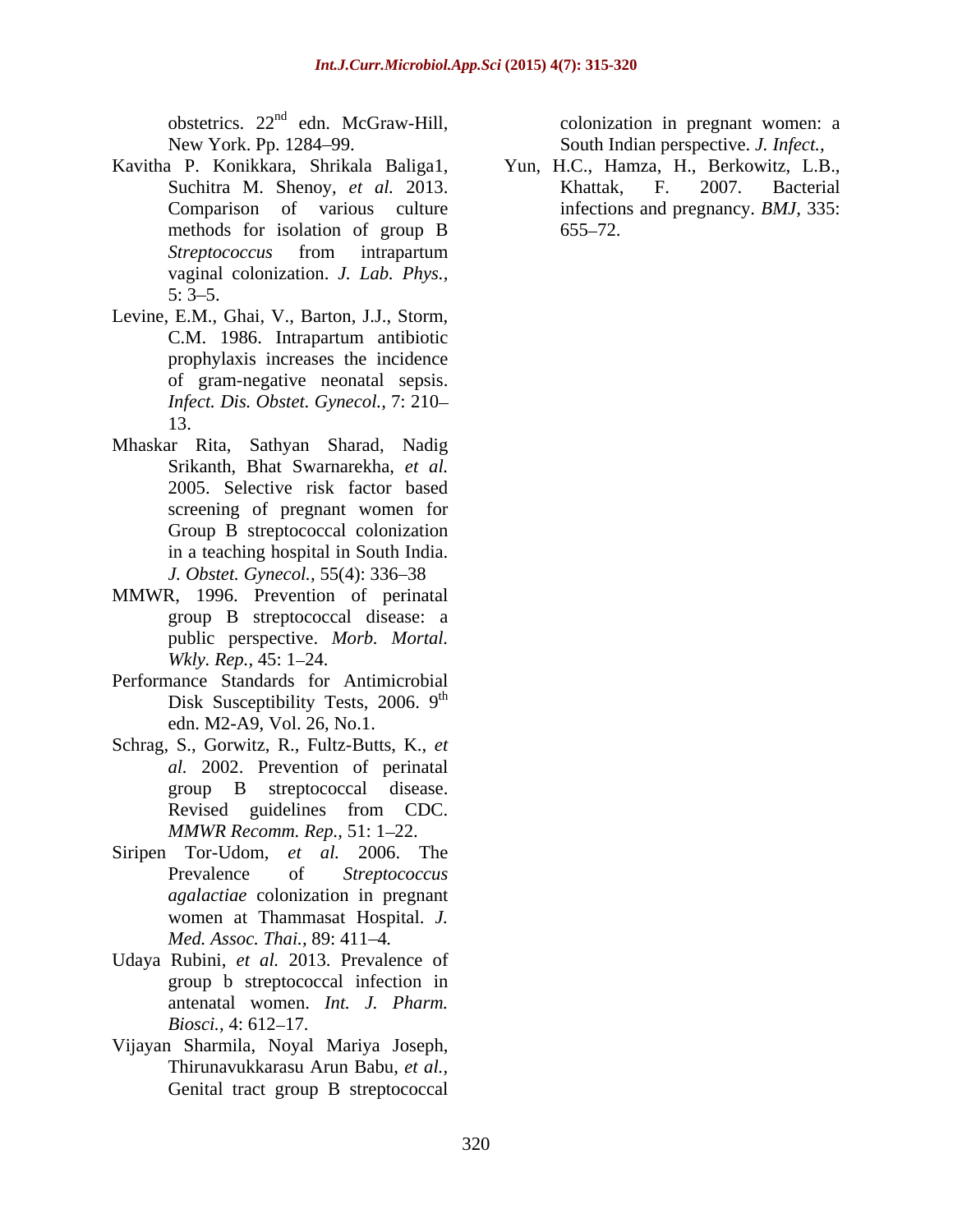obstetrics. 22nd edn. McGraw-Hill, New York. Pp. 1284–99.

Kavitha P. Konikkara, Shrikala Baliga1, Suchitra M. Shenoy, *et al.* 2013. Comparison of various culture methods for isolation of group B *Streptococcus* from intrapartum vaginal colonization. *J. Lab. Phys.,* 5: 3–5.

Levine, E.M., Ghai, V., Barton, J.J., Storm, C.M. 1986. Intrapartum antibiotic prophylaxis increases the incidence of gram-negative neonatal sepsis. *Infect. Dis. Obstet. Gynecol.,* 7: 210–13.

Mhaskar Rita, Sathyan Sharad, Nadig Srikanth, Bhat Swarnarekha, *et al.* 2005. Selective risk factor based screening of pregnant women for Group B streptococcal colonization in a teaching hospital in South India. *J. Obstet. Gynecol.,* 55(4): 336–38

MMWR, 1996. Prevention of perinatal group B streptococcal disease: a public perspective. *Morb. Mortal. Wkly. Rep.,* 45: 1–24.

Performance Standards for Antimicrobial Disk Susceptibility Tests, 2006. 9th edn. M2-A9, Vol. 26, No.1.

Schrag, S., Gorwitz, R., Fultz-Butts, K., *et al.* 2002. Prevention of perinatal group B streptococcal disease. Revised guidelines from CDC. *MMWR Recomm. Rep.,* 51: 1–22.

Siripen Tor-Udom, *et al.* 2006. The Prevalence of *Streptococcus agalactiae* colonization in pregnant women at Thammasat Hospital. *J. Med. Assoc. Thai.,* 89: 411–4.

Udaya Rubini, *et al.* 2013. Prevalence of group b streptococcal infection in antenatal women. *Int. J. Pharm. Biosci.,* 4: 612–17.

Vijayan Sharmila, Noyal Mariya Joseph, Thirunavukkarasu Arun Babu, *et al.,* Genital tract group B streptococcal colonization in pregnant women: a South Indian perspective. *J. Infect.,*

Yun, H.C., Hamza, H., Berkowitz, L.B., Khattak, F. 2007. Bacterial infections and pregnancy. *BMJ,* 335: 655–72.